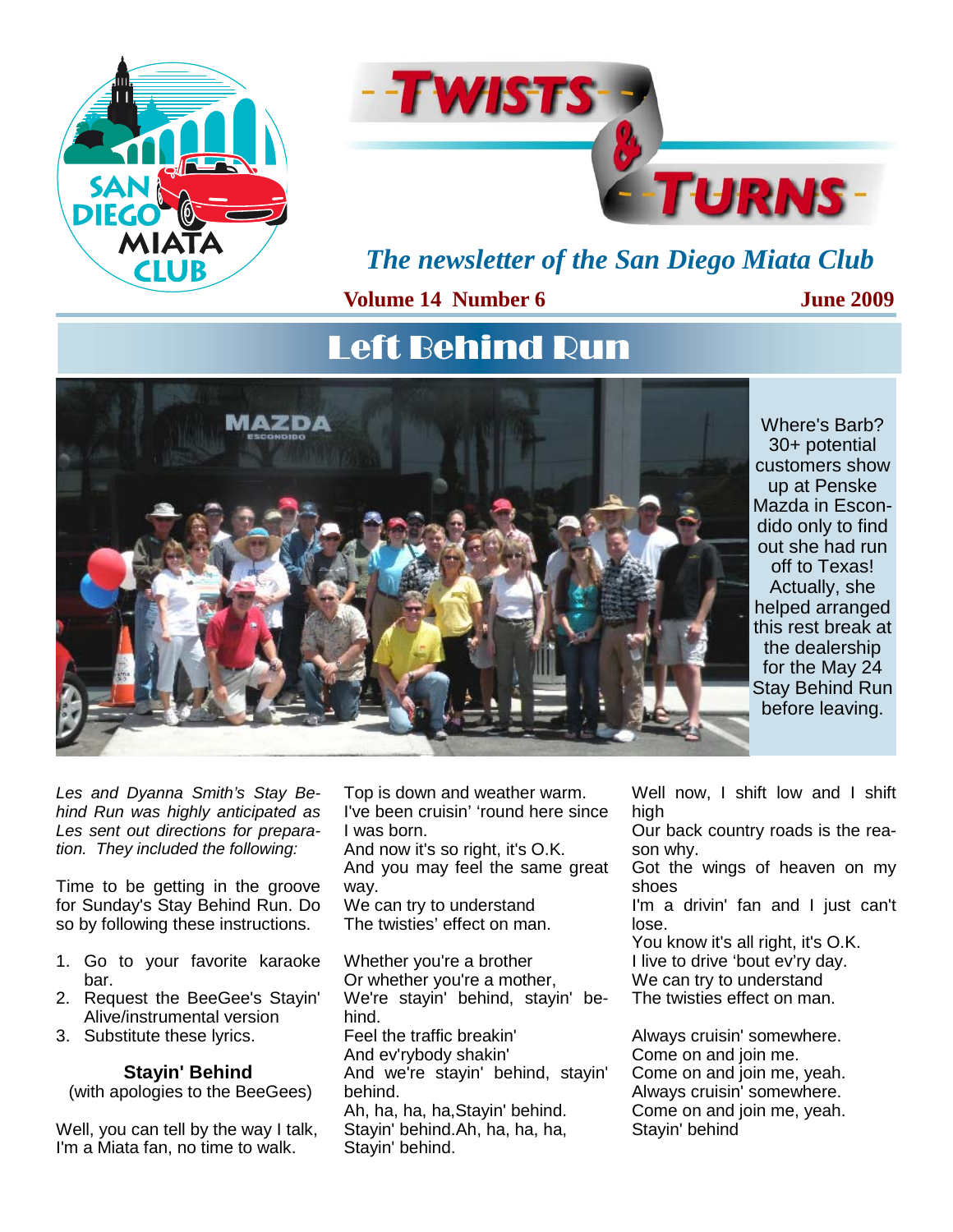# Twists & Turns

*The newsletter of the San Diego Miata Club*

**Volume 14 Number 6** **June 2009**

## Left Behind Run

Where's Barb? 30+ potential customers show up at Penske Mazda in Escondido only to find out she had run off to Texas! Actually, she helped arranged this rest break at the dealership for the May 24 Stay Behind Run before leaving.

*Les and Dyanna Smith's Stay Behind Run was highly anticipated as Les sent out directions for preparation. They included the following:*

Time to be getting in the groove for Sunday's Stay Behind Run. Do so by following these instructions.

1. Go to your favorite karaoke bar.
2. Request the BeeGee's Stayin' Alive/instrumental version
3. Substitute these lyrics.

**Stayin' Behind**
(with apologies to the BeeGees)

Well, you can tell by the way I talk,
I'm a Miata fan, no time to walk.
Top is down and weather warm.
I've been cruisin' 'round here since I was born.
And now it's so right, it's O.K.
And you may feel the same great way.
We can try to understand
The twisties' effect on man.

Whether you're a brother
Or whether you're a mother,
We're stayin' behind, stayin' behind.
Feel the traffic breakin'
And ev'rybody shakin'
And we're stayin' behind, stayin' behind.
Ah, ha, ha, ha,Stayin' behind.
Stayin' behind.Ah, ha, ha, ha,
Stayin' behind.

Well now, I shift low and I shift high
Our back country roads is the reason why.
Got the wings of heaven on my shoes
I'm a drivin' fan and I just can't lose.
You know it's all right, it's O.K.
I live to drive 'bout ev'ry day.
We can try to understand
The twisties effect on man.

Always cruisin' somewhere.
Come on and join me.
Come on and join me, yeah.
Always cruisin' somewhere.
Come on and join me, yeah.
Stayin' behind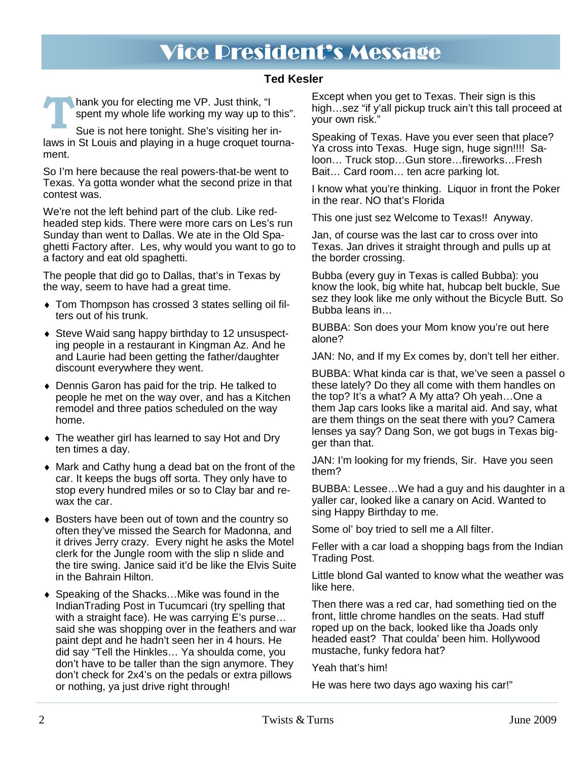# Vice President's Message

**Ted Kesler**

Thank you for electing me VP. Just think, "I spent my whole life working my way up to this".

Sue is not here tonight. She's visiting her in-laws in St Louis and playing in a huge croquet tournament.

So I'm here because the real powers-that-be went to Texas. Ya gotta wonder what the second prize in that contest was.

We're not the left behind part of the club. Like red-headed step kids. There were more cars on Les's run Sunday than went to Dallas. We ate in the Old Spaghetti Factory after. Les, why would you want to go to a factory and eat old spaghetti.

The people that did go to Dallas, that's in Texas by the way, seem to have had a great time.

- Tom Thompson has crossed 3 states selling oil filters out of his trunk.
- Steve Waid sang happy birthday to 12 unsuspecting people in a restaurant in Kingman Az. And he and Laurie had been getting the father/daughter discount everywhere they went.
- Dennis Garon has paid for the trip. He talked to people he met on the way over, and has a Kitchen remodel and three patios scheduled on the way home.
- The weather girl has learned to say Hot and Dry ten times a day.
- Mark and Cathy hung a dead bat on the front of the car. It keeps the bugs off sorta. They only have to stop every hundred miles or so to Clay bar and re-wax the car.
- Bosters have been out of town and the country so often they've missed the Search for Madonna, and it drives Jerry crazy. Every night he asks the Motel clerk for the Jungle room with the slip n slide and the tire swing. Janice said it'd be like the Elvis Suite in the Bahrain Hilton.
- Speaking of the Shacks…Mike was found in the IndianTrading Post in Tucumcari (try spelling that with a straight face). He was carrying E's purse… said she was shopping over in the feathers and war paint dept and he hadn't seen her in 4 hours. He did say "Tell the Hinkles… Ya shoulda come, you don't have to be taller than the sign anymore. They don't check for 2x4's on the pedals or extra pillows or nothing, ya just drive right through!

Except when you get to Texas. Their sign is this high…sez "if y'all pickup truck ain't this tall proceed at your own risk."

Speaking of Texas. Have you ever seen that place? Ya cross into Texas. Huge sign, huge sign!!!! Saloon… Truck stop…Gun store…fireworks…Fresh Bait… Card room… ten acre parking lot.

I know what you're thinking. Liquor in front the Poker in the rear. NO that's Florida

This one just sez Welcome to Texas!! Anyway.

Jan, of course was the last car to cross over into Texas. Jan drives it straight through and pulls up at the border crossing.

Bubba (every guy in Texas is called Bubba): you know the look, big white hat, hubcap belt buckle, Sue sez they look like me only without the Bicycle Butt. So Bubba leans in…

BUBBA: Son does your Mom know you're out here alone?

JAN: No, and If my Ex comes by, don't tell her either.

BUBBA: What kinda car is that, we've seen a passel o these lately? Do they all come with them handles on the top? It's a what? A My atta? Oh yeah…One a them Jap cars looks like a marital aid. And say, what are them things on the seat there with you? Camera lenses ya say? Dang Son, we got bugs in Texas bigger than that.

JAN: I'm looking for my friends, Sir. Have you seen them?

BUBBA: Lessee…We had a guy and his daughter in a yaller car, looked like a canary on Acid. Wanted to sing Happy Birthday to me.

Some ol' boy tried to sell me a All filter.

Feller with a car load a shopping bags from the Indian Trading Post.

Little blond Gal wanted to know what the weather was like here.

Then there was a red car, had something tied on the front, little chrome handles on the seats. Had stuff roped up on the back, looked like tha Joads only headed east? That coulda' been him. Hollywood mustache, funky fedora hat?

Yeah that's him!

He was here two days ago waxing his car!"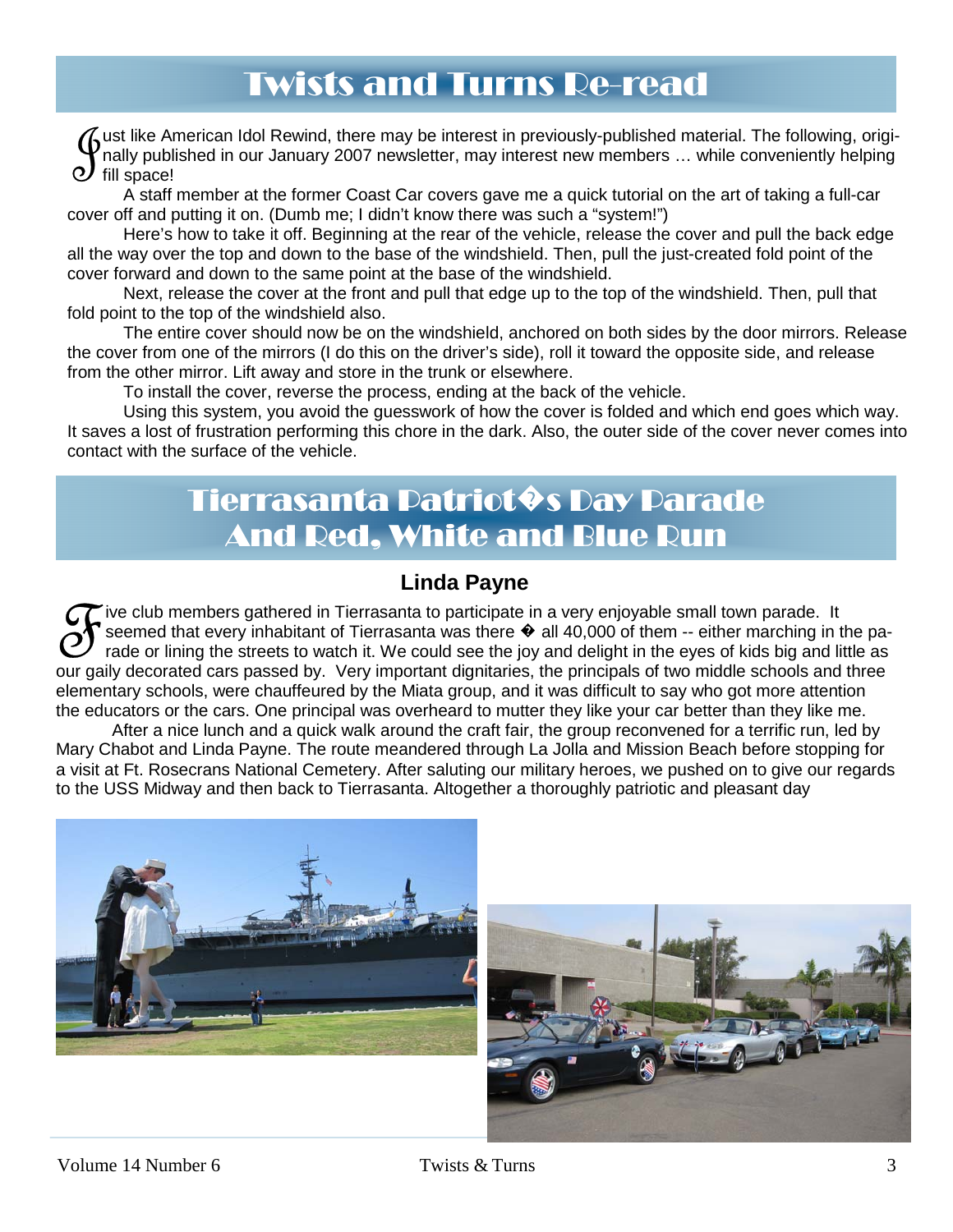# Twists and Turns Re-read

Just like American Idol Rewind, there may be interest in previously-published material. The following, originally published in our January 2007 newsletter, may interest new members … while conveniently helping fill space!

A staff member at the former Coast Car covers gave me a quick tutorial on the art of taking a full-car cover off and putting it on. (Dumb me; I didn't know there was such a "system!")

Here's how to take it off. Beginning at the rear of the vehicle, release the cover and pull the back edge all the way over the top and down to the base of the windshield. Then, pull the just-created fold point of the cover forward and down to the same point at the base of the windshield.

Next, release the cover at the front and pull that edge up to the top of the windshield. Then, pull that fold point to the top of the windshield also.

The entire cover should now be on the windshield, anchored on both sides by the door mirrors. Release the cover from one of the mirrors (I do this on the driver's side), roll it toward the opposite side, and release from the other mirror. Lift away and store in the trunk or elsewhere.

To install the cover, reverse the process, ending at the back of the vehicle.

Using this system, you avoid the guesswork of how the cover is folded and which end goes which way. It saves a lost of frustration performing this chore in the dark. Also, the outer side of the cover never comes into contact with the surface of the vehicle.

# Tierrasanta Patriot�s Day Parade And Red, White and Blue Run

**Linda Payne**

Five club members gathered in Tierrasanta to participate in a very enjoyable small town parade. It seemed that every inhabitant of Tierrasanta was there � all 40,000 of them -- either marching in the parade or lining the streets to watch it. We could see the joy and delight in the eyes of kids big and little as our gaily decorated cars passed by. Very important dignitaries, the principals of two middle schools and three elementary schools, were chauffeured by the Miata group, and it was difficult to say who got more attention the educators or the cars. One principal was overheard to mutter they like your car better than they like me.

After a nice lunch and a quick walk around the craft fair, the group reconvened for a terrific run, led by Mary Chabot and Linda Payne. The route meandered through La Jolla and Mission Beach before stopping for a visit at Ft. Rosecrans National Cemetery. After saluting our military heroes, we pushed on to give our regards to the USS Midway and then back to Tierrasanta. Altogether a thoroughly patriotic and pleasant day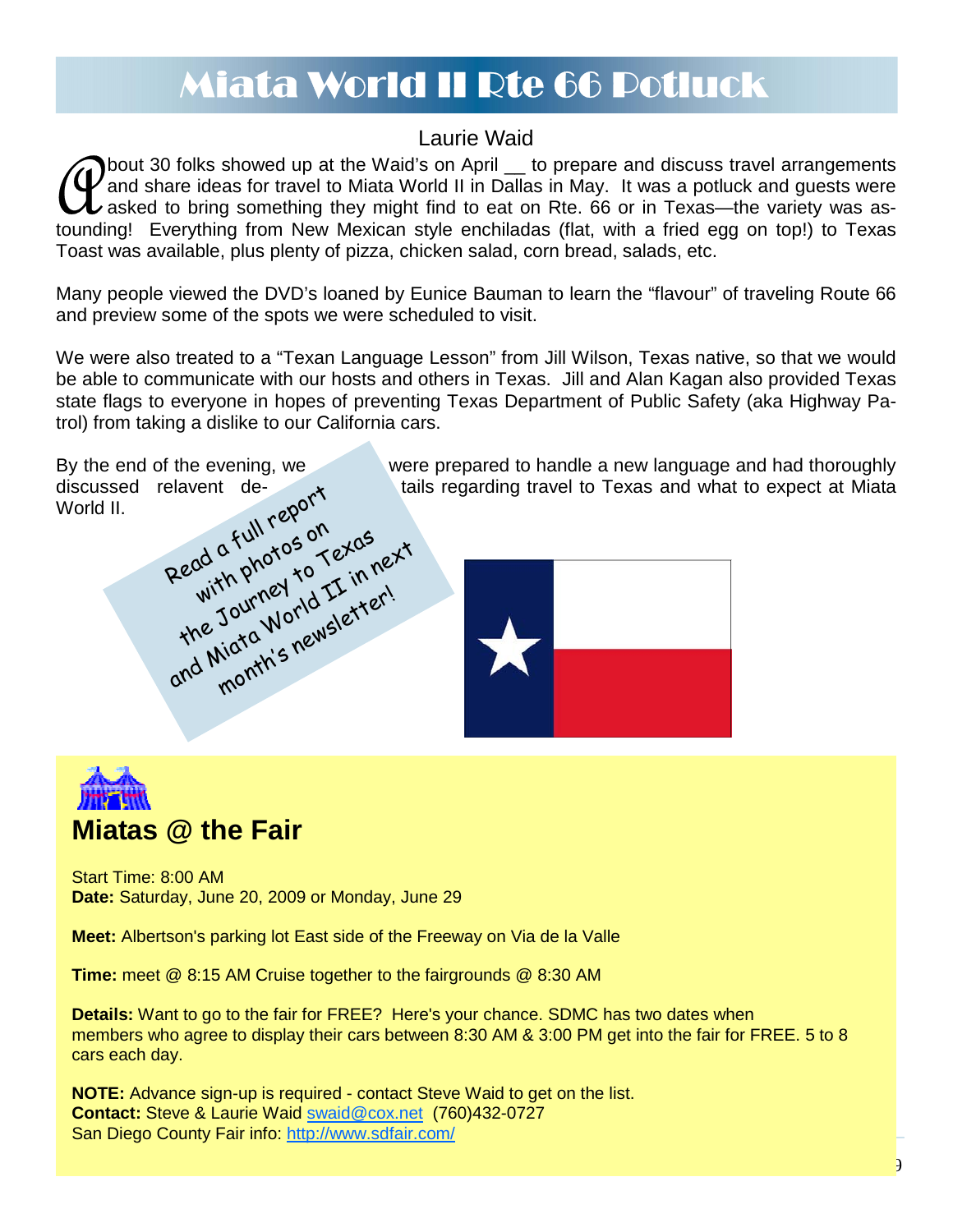# Miata World II Rte 66 Potluck

Laurie Waid

About 30 folks showed up at the Waid's on April __ to prepare and discuss travel arrangements and share ideas for travel to Miata World II in Dallas in May. It was a potluck and guests were asked to bring something they might find to eat on Rte. 66 or in Texas—the variety was astounding! Everything from New Mexican style enchiladas (flat, with a fried egg on top!) to Texas Toast was available, plus plenty of pizza, chicken salad, corn bread, salads, etc.

Many people viewed the DVD's loaned by Eunice Bauman to learn the "flavour" of traveling Route 66 and preview some of the spots we were scheduled to visit.

We were also treated to a "Texan Language Lesson" from Jill Wilson, Texas native, so that we would be able to communicate with our hosts and others in Texas. Jill and Alan Kagan also provided Texas state flags to everyone in hopes of preventing Texas Department of Public Safety (aka Highway Patrol) from taking a dislike to our California cars.

By the end of the evening, we were prepared to handle a new language and had thoroughly discussed relavent details regarding travel to Texas and what to expect at Miata World II.

Read a full report with photos on the Journey to Texas and Miata World II in next month's newsletter!

## Miatas @ the Fair

Start Time: 8:00 AM
**Date:** Saturday, June 20, 2009 or Monday, June 29

**Meet:** Albertson's parking lot East side of the Freeway on Via de la Valle

**Time:** meet @ 8:15 AM Cruise together to the fairgrounds @ 8:30 AM

**Details:** Want to go to the fair for FREE? Here's your chance. SDMC has two dates when members who agree to display their cars between 8:30 AM & 3:00 PM get into the fair for FREE. 5 to 8 cars each day.

**NOTE:** Advance sign-up is required - contact Steve Waid to get on the list.
**Contact:** Steve & Laurie Waid swaid@cox.net (760)432-0727
San Diego County Fair info: http://www.sdfair.com/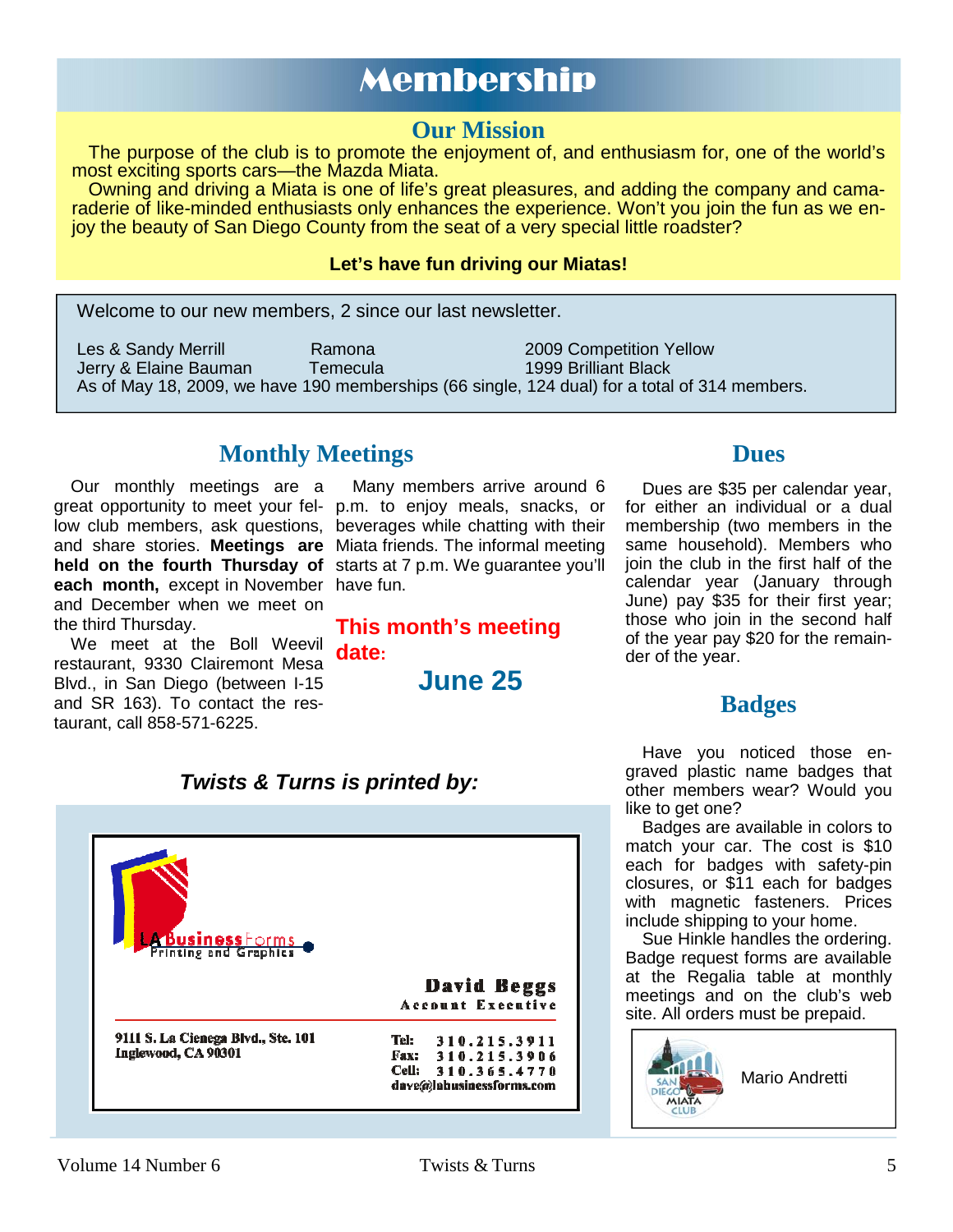# Membership

## Our Mission

The purpose of the club is to promote the enjoyment of, and enthusiasm for, one of the world's most exciting sports cars—the Mazda Miata.

Owning and driving a Miata is one of life's great pleasures, and adding the company and camaraderie of like-minded enthusiasts only enhances the experience. Won't you join the fun as we enjoy the beauty of San Diego County from the seat of a very special little roadster?

**Let's have fun driving our Miatas!**

Welcome to our new members, 2 since our last newsletter.

| | | |
|---|---|---|
| Les & Sandy Merrill | Ramona | 2009 Competition Yellow |
| Jerry & Elaine Bauman | Temecula | 1999 Brilliant Black |

As of May 18, 2009, we have 190 memberships (66 single, 124 dual) for a total of 314 members.

## Monthly Meetings

Our monthly meetings are a great opportunity to meet your fellow club members, ask questions, and share stories. **Meetings are held on the fourth Thursday of each month,** except in November and December when we meet on the third Thursday.

We meet at the Boll Weevil restaurant, 9330 Clairemont Mesa Blvd., in San Diego (between I-15 and SR 163). To contact the restaurant, call 858-571-6225.

Many members arrive around 6 p.m. to enjoy meals, snacks, or beverages while chatting with their Miata friends. The informal meeting starts at 7 p.m. We guarantee you'll have fun.

**This month's meeting date:**

**June 25**

## Dues

Dues are $35 per calendar year, for either an individual or a dual membership (two members in the same household). Members who join the club in the first half of the calendar year (January through June) pay $35 for their first year; those who join in the second half of the year pay $20 for the remainder of the year.

## Badges

Have you noticed those engraved plastic name badges that other members wear? Would you like to get one?

Badges are available in colors to match your car. The cost is $10 each for badges with safety-pin closures, or $11 each for badges with magnetic fasteners. Prices include shipping to your home.

Sue Hinkle handles the ordering. Badge request forms are available at the Regalia table at monthly meetings and on the club's web site. All orders must be prepaid.

SAN DIEGO MIATA CLUB — Mario Andretti

***Twists & Turns is printed by:***

LA Business Forms
Printing and Graphics

**David Beggs**
Account Executive

9111 S. La Cienega Blvd., Ste. 101
Inglewood, CA 90301

Tel: 310.215.3911
Fax: 310.215.3906
Cell: 310.365.4770
dave@labusinessforms.com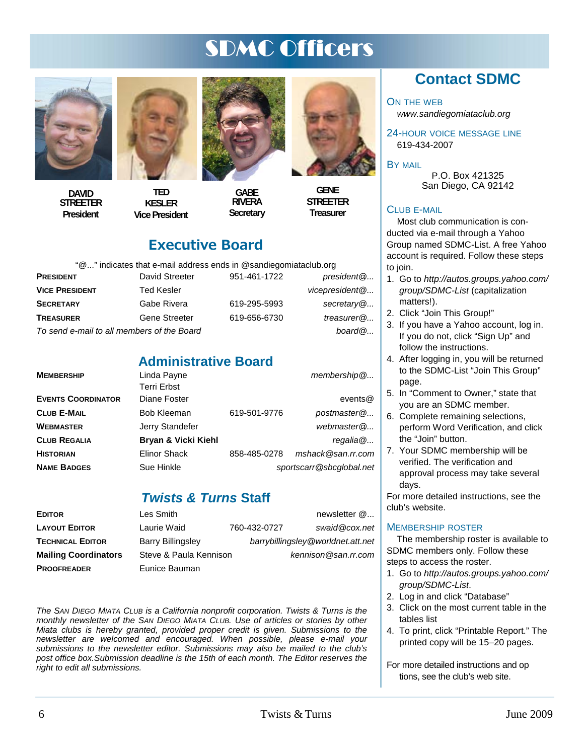# SDMC Officers

**DAVID STREETER**
President

**TED KESLER**
Vice President

**GABE RIVERA**
Secretary

**GENE STREETER**
Treasurer

## Executive Board

"@..." indicates that e-mail address ends in @sandiegomiataclub.org

| | | | |
|---|---|---|---|
| **PRESIDENT** | David Streeter | 951-461-1722 | *president@...* |
| **VICE PRESIDENT** | Ted Kesler | | *vicepresident@...* |
| **SECRETARY** | Gabe Rivera | 619-295-5993 | *secretary@...* |
| **TREASURER** | Gene Streeter | 619-656-6730 | *treasurer@...* |
| *To send e-mail to all members of the Board* | | | *board@...* |

## Administrative Board

| | | | |
|---|---|---|---|
| **MEMBERSHIP** | Linda Payne<br>Terri Erbst | | *membership@...* |
| **EVENTS COORDINATOR** | Diane Foster | | *events@* |
| **CLUB E-MAIL** | Bob Kleeman | 619-501-9776 | *postmaster@...* |
| **WEBMASTER** | Jerry Standefer | | *webmaster@...* |
| **CLUB REGALIA** | **Bryan & Vicki Kiehl** | | *regalia@...* |
| **HISTORIAN** | Elinor Shack | 858-485-0278 | *mshack@san.rr.com* |
| **NAME BADGES** | Sue Hinkle | | *sportscarr@sbcglobal.net* |

## *Twists & Turns* Staff

| | | | |
|---|---|---|---|
| **EDITOR** | Les Smith | | newsletter @... |
| **LAYOUT EDITOR** | Laurie Waid | 760-432-0727 | *swaid@cox.net* |
| **TECHNICAL EDITOR** | Barry Billingsley | | *barrybillingsley@worldnet.att.net* |
| **Mailing Coordinators** | Steve & Paula Kennison | | *kennison@san.rr.com* |
| **PROOFREADER** | Eunice Bauman | | |

*The SAN DIEGO MIATA CLUB is a California nonprofit corporation. Twists & Turns is the monthly newsletter of the SAN DIEGO MIATA CLUB. Use of articles or stories by other Miata clubs is hereby granted, provided proper credit is given. Submissions to the newsletter are welcomed and encouraged. When possible, please e-mail your submissions to the newsletter editor. Submissions may also be mailed to the club's post office box.Submission deadline is the 15th of each month. The Editor reserves the right to edit all submissions.*

## Contact SDMC

### ON THE WEB

*www.sandiegomiataclub.org*

### 24-HOUR VOICE MESSAGE LINE

619-434-2007

### BY MAIL

P.O. Box 421325
San Diego, CA 92142

### CLUB E-MAIL

Most club communication is conducted via e-mail through a Yahoo Group named SDMC-List. A free Yahoo account is required. Follow these steps to join.

1. Go to *http://autos.groups.yahoo.com/group/SDMC-List* (capitalization matters!).
2. Click "Join This Group!"
3. If you have a Yahoo account, log in. If you do not, click "Sign Up" and follow the instructions.
4. After logging in, you will be returned to the SDMC-List "Join This Group" page.
5. In "Comment to Owner," state that you are an SDMC member.
6. Complete remaining selections, perform Word Verification, and click the "Join" button.
7. Your SDMC membership will be verified. The verification and approval process may take several days.

For more detailed instructions, see the club's website.

### MEMBERSHIP ROSTER

The membership roster is available to SDMC members only. Follow these steps to access the roster.

1. Go to *http://autos.groups.yahoo.com/group/SDMC-List*.
2. Log in and click "Database"
3. Click on the most current table in the tables list
4. To print, click "Printable Report." The printed copy will be 15–20 pages.

For more detailed instructions and op tions, see the club's web site.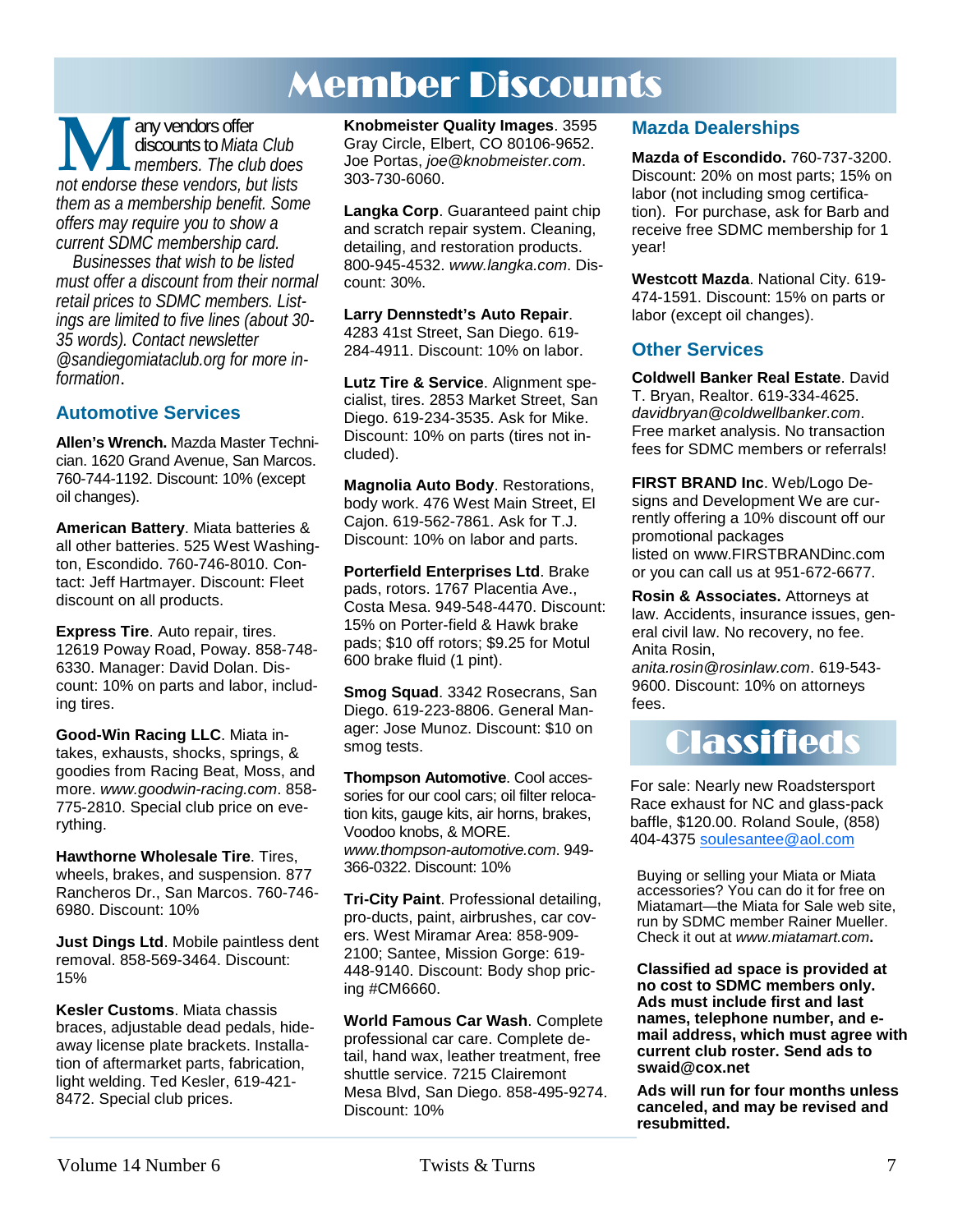# Member Discounts

*Many vendors offer discounts to Miata Club members. The club does not endorse these vendors, but lists them as a membership benefit. Some offers may require you to show a current SDMC membership card.*

*Businesses that wish to be listed must offer a discount from their normal retail prices to SDMC members. Listings are limited to five lines (about 30-35 words). Contact newsletter @sandiegomiataclub.org for more information*.

## Automotive Services

**Allen's Wrench.** Mazda Master Technician. 1620 Grand Avenue, San Marcos. 760-744-1192. Discount: 10% (except oil changes).

**American Battery**. Miata batteries & all other batteries. 525 West Washington, Escondido. 760-746-8010. Contact: Jeff Hartmayer. Discount: Fleet discount on all products.

**Express Tire**. Auto repair, tires. 12619 Poway Road, Poway. 858-748-6330. Manager: David Dolan. Discount: 10% on parts and labor, including tires.

**Good-Win Racing LLC**. Miata intakes, exhausts, shocks, springs, & goodies from Racing Beat, Moss, and more. *www.goodwin-racing.com*. 858-775-2810. Special club price on everything.

**Hawthorne Wholesale Tire**. Tires, wheels, brakes, and suspension. 877 Rancheros Dr., San Marcos. 760-746-6980. Discount: 10%

**Just Dings Ltd**. Mobile paintless dent removal. 858-569-3464. Discount: 15%

**Kesler Customs**. Miata chassis braces, adjustable dead pedals, hideaway license plate brackets. Installation of aftermarket parts, fabrication, light welding. Ted Kesler, 619-421-8472. Special club prices.

**Knobmeister Quality Images**. 3595 Gray Circle, Elbert, CO 80106-9652. Joe Portas, *joe@knobmeister.com*. 303-730-6060.

**Langka Corp**. Guaranteed paint chip and scratch repair system. Cleaning, detailing, and restoration products. 800-945-4532. *www.langka.com*. Discount: 30%.

**Larry Dennstedt's Auto Repair**. 4283 41st Street, San Diego. 619-284-4911. Discount: 10% on labor.

**Lutz Tire & Service**. Alignment specialist, tires. 2853 Market Street, San Diego. 619-234-3535. Ask for Mike. Discount: 10% on parts (tires not included).

**Magnolia Auto Body**. Restorations, body work. 476 West Main Street, El Cajon. 619-562-7861. Ask for T.J. Discount: 10% on labor and parts.

**Porterfield Enterprises Ltd**. Brake pads, rotors. 1767 Placentia Ave., Costa Mesa. 949-548-4470. Discount: 15% on Porter-field & Hawk brake pads; $10 off rotors; $9.25 for Motul 600 brake fluid (1 pint).

**Smog Squad**. 3342 Rosecrans, San Diego. 619-223-8806. General Manager: Jose Munoz. Discount: $10 on smog tests.

**Thompson Automotive**. Cool accessories for our cool cars; oil filter relocation kits, gauge kits, air horns, brakes, Voodoo knobs, & MORE. *www.thompson-automotive.com*. 949-366-0322. Discount: 10%

**Tri-City Paint**. Professional detailing, pro-ducts, paint, airbrushes, car covers. West Miramar Area: 858-909-2100; Santee, Mission Gorge: 619-448-9140. Discount: Body shop pricing #CM6660.

**World Famous Car Wash**. Complete professional car care. Complete detail, hand wax, leather treatment, free shuttle service. 7215 Clairemont Mesa Blvd, San Diego. 858-495-9274. Discount: 10%

## Mazda Dealerships

**Mazda of Escondido.** 760-737-3200. Discount: 20% on most parts; 15% on labor (not including smog certification). For purchase, ask for Barb and receive free SDMC membership for 1 year!

**Westcott Mazda**. National City. 619-474-1591. Discount: 15% on parts or labor (except oil changes).

## Other Services

**Coldwell Banker Real Estate**. David T. Bryan, Realtor. 619-334-4625. *davidbryan@coldwellbanker.com*. Free market analysis. No transaction fees for SDMC members or referrals!

**FIRST BRAND Inc**. Web/Logo Designs and Development We are currently offering a 10% discount off our promotional packages listed on www.FIRSTBRANDinc.com or you can call us at 951-672-6677.

**Rosin & Associates.** Attorneys at law. Accidents, insurance issues, general civil law. No recovery, no fee. Anita Rosin, *anita.rosin@rosinlaw.com*. 619-543-9600. Discount: 10% on attorneys fees.

# Classifieds

For sale: Nearly new Roadstersport Race exhaust for NC and glass-pack baffle, $120.00. Roland Soule, (858) 404-4375 soulesantee@aol.com

Buying or selling your Miata or Miata accessories? You can do it for free on Miatamart—the Miata for Sale web site, run by SDMC member Rainer Mueller. Check it out at *www.miatamart.com***.**

**Classified ad space is provided at no cost to SDMC members only. Ads must include first and last names, telephone number, and e-mail address, which must agree with current club roster. Send ads to swaid@cox.net**

**Ads will run for four months unless canceled, and may be revised and resubmitted.**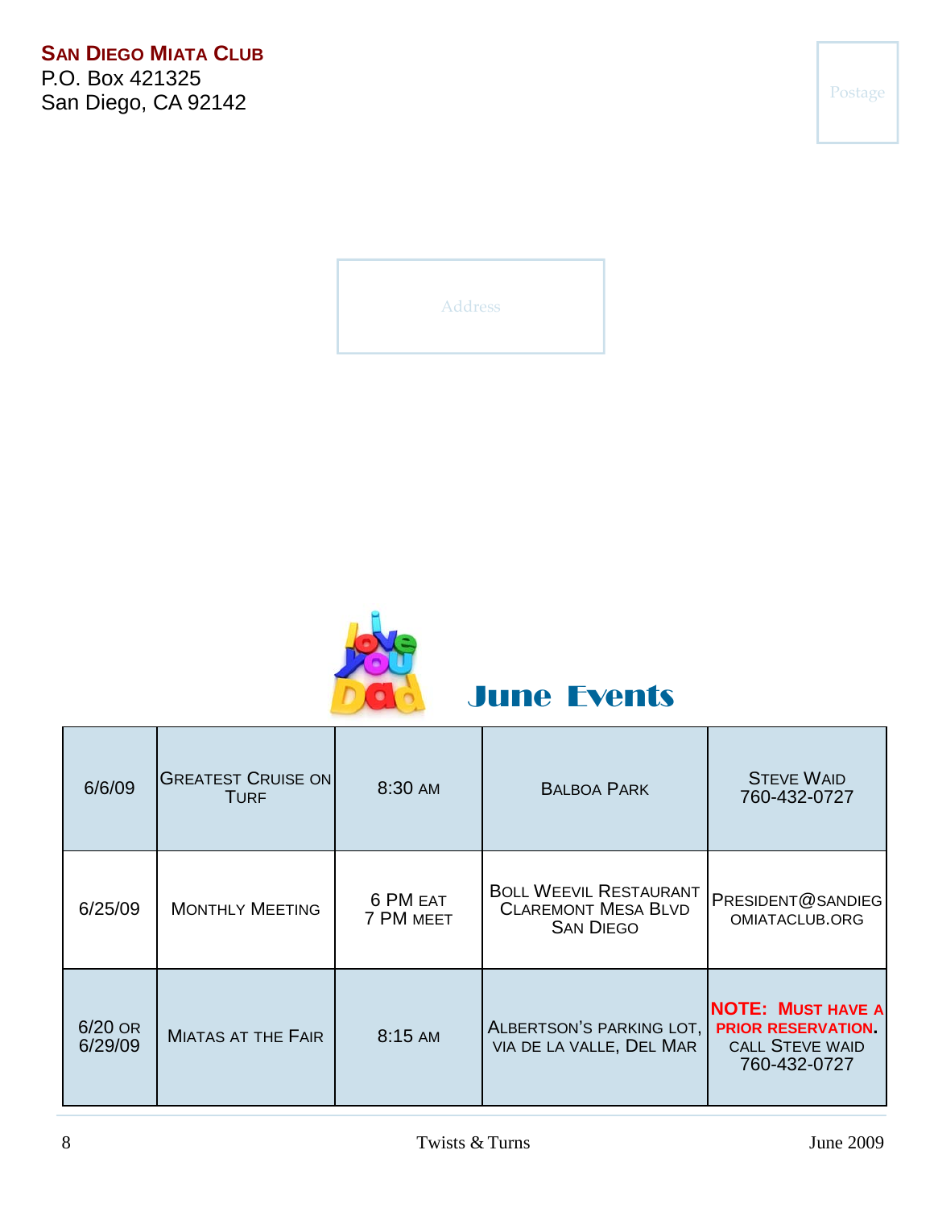**SAN DIEGO MIATA CLUB**
P.O. Box 421325
San Diego, CA 92142

Postage

Address

## June Events

| | | | | |
|---|---|---|---|---|
| 6/6/09 | GREATEST CRUISE ON TURF | 8:30 AM | BALBOA PARK | STEVE WAID 760-432-0727 |
| 6/25/09 | MONTHLY MEETING | 6 PM EAT 7 PM MEET | BOLL WEEVIL RESTAURANT CLAREMONT MESA BLVD SAN DIEGO | PRESIDENT@SANDIEGOMIATACLUB.ORG |
| 6/20 OR 6/29/09 | MIATAS AT THE FAIR | 8:15 AM | ALBERTSON'S PARKING LOT, VIA DE LA VALLE, DEL MAR | **NOTE: MUST HAVE A PRIOR RESERVATION.** CALL STEVE WAID 760-432-0727 |